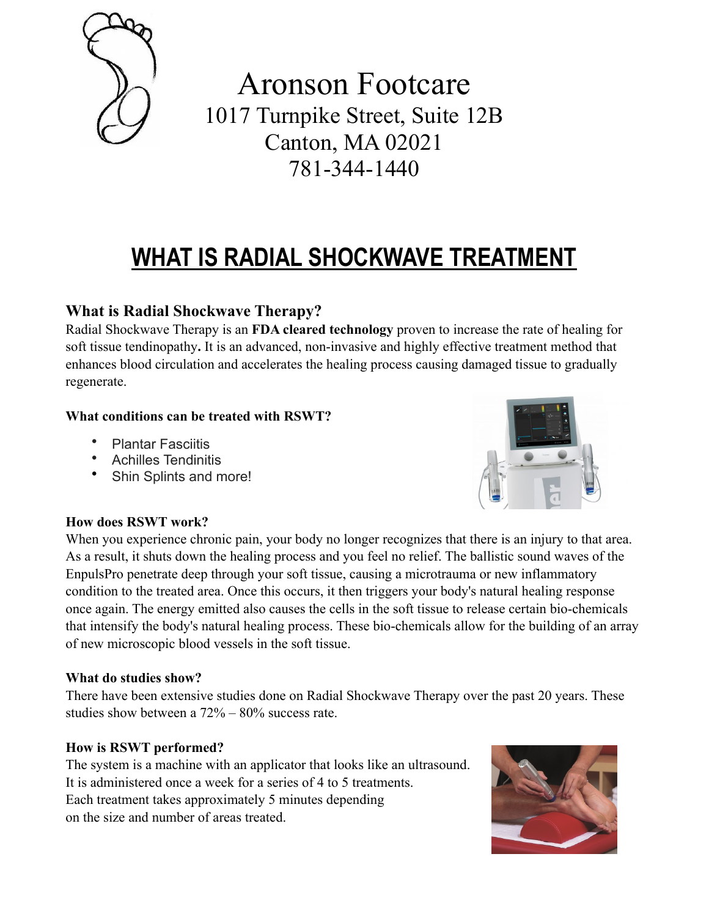# Aronson Footcare

1017 Turnpike Street, Suite 12B
Canton, MA 02021
781-344-1440

# WHAT IS RADIAL SHOCKWAVE TREATMENT

## What is Radial Shockwave Therapy?

Radial Shockwave Therapy is an **FDA cleared technology** proven to increase the rate of healing for soft tissue tendinopathy**.** It is an advanced, non-invasive and highly effective treatment method that enhances blood circulation and accelerates the healing process causing damaged tissue to gradually regenerate.

### What conditions can be treated with RSWT?

- Plantar Fasciitis
- Achilles Tendinitis
- Shin Splints and more!

### How does RSWT work?

When you experience chronic pain, your body no longer recognizes that there is an injury to that area. As a result, it shuts down the healing process and you feel no relief. The ballistic sound waves of the EnpulsPro penetrate deep through your soft tissue, causing a microtrauma or new inflammatory condition to the treated area. Once this occurs, it then triggers your body's natural healing response once again. The energy emitted also causes the cells in the soft tissue to release certain bio-chemicals that intensify the body's natural healing process. These bio-chemicals allow for the building of an array of new microscopic blood vessels in the soft tissue.

### What do studies show?

There have been extensive studies done on Radial Shockwave Therapy over the past 20 years. These studies show between a 72% – 80% success rate.

### How is RSWT performed?

The system is a machine with an applicator that looks like an ultrasound.
It is administered once a week for a series of 4 to 5 treatments.
Each treatment takes approximately 5 minutes depending on the size and number of areas treated.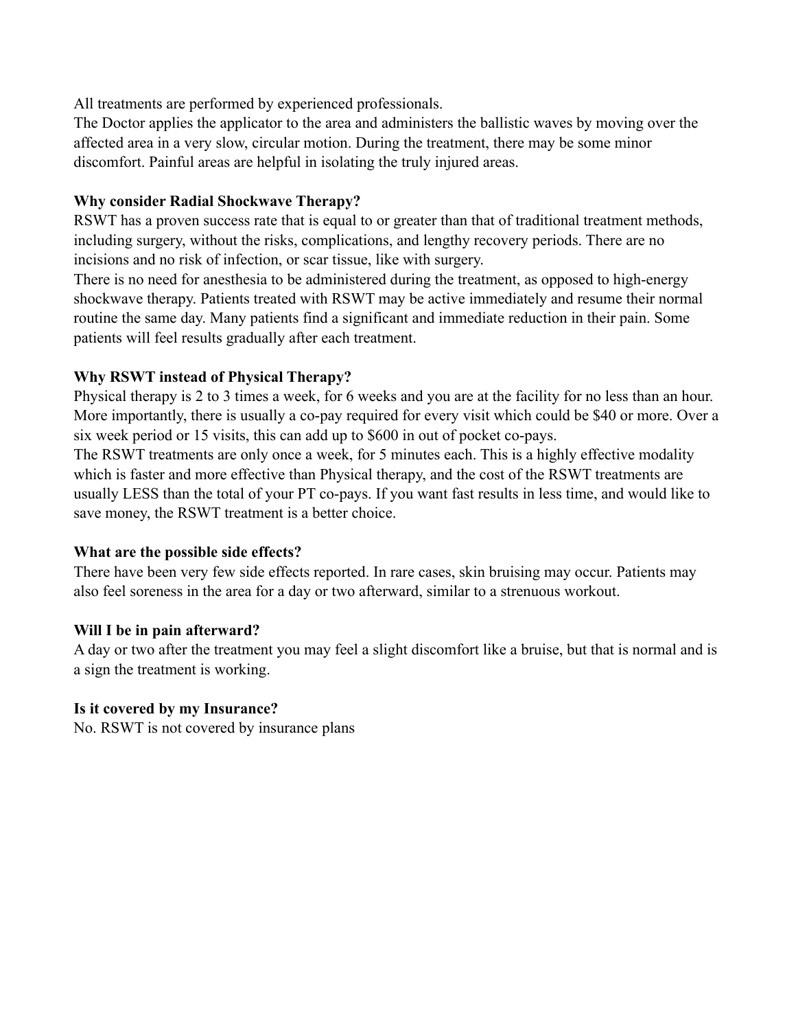All treatments are performed by experienced professionals.
The Doctor applies the applicator to the area and administers the ballistic waves by moving over the affected area in a very slow, circular motion. During the treatment, there may be some minor discomfort. Painful areas are helpful in isolating the truly injured areas.

**Why consider Radial Shockwave Therapy?**
RSWT has a proven success rate that is equal to or greater than that of traditional treatment methods, including surgery, without the risks, complications, and lengthy recovery periods. There are no incisions and no risk of infection, or scar tissue, like with surgery.
There is no need for anesthesia to be administered during the treatment, as opposed to high-energy shockwave therapy. Patients treated with RSWT may be active immediately and resume their normal routine the same day. Many patients find a significant and immediate reduction in their pain. Some patients will feel results gradually after each treatment.

**Why RSWT instead of Physical Therapy?**
Physical therapy is 2 to 3 times a week, for 6 weeks and you are at the facility for no less than an hour. More importantly, there is usually a co-pay required for every visit which could be $40 or more. Over a six week period or 15 visits, this can add up to $600 in out of pocket co-pays.
The RSWT treatments are only once a week, for 5 minutes each. This is a highly effective modality which is faster and more effective than Physical therapy, and the cost of the RSWT treatments are usually LESS than the total of your PT co-pays. If you want fast results in less time, and would like to save money, the RSWT treatment is a better choice.

**What are the possible side effects?**
There have been very few side effects reported. In rare cases, skin bruising may occur. Patients may also feel soreness in the area for a day or two afterward, similar to a strenuous workout.

**Will I be in pain afterward?**
A day or two after the treatment you may feel a slight discomfort like a bruise, but that is normal and is a sign the treatment is working.

**Is it covered by my Insurance?**
No. RSWT is not covered by insurance plans